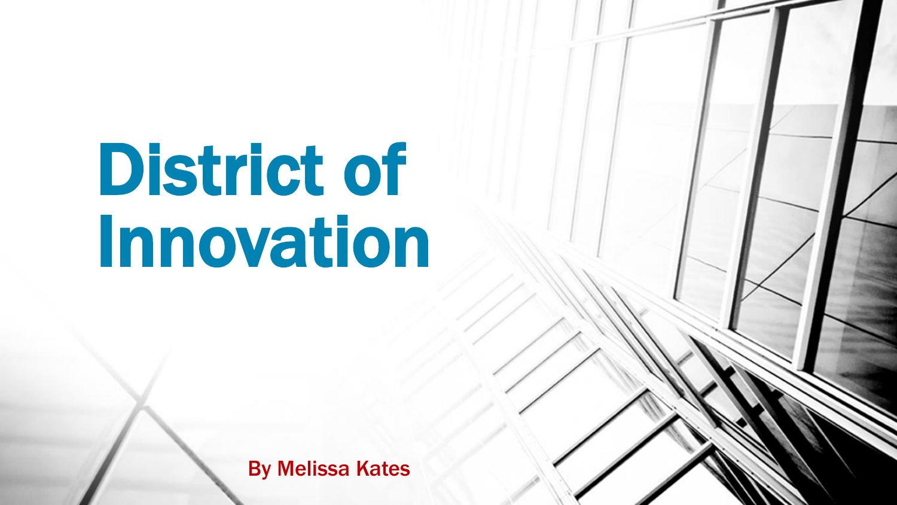# District of Innovation

By Melissa Kates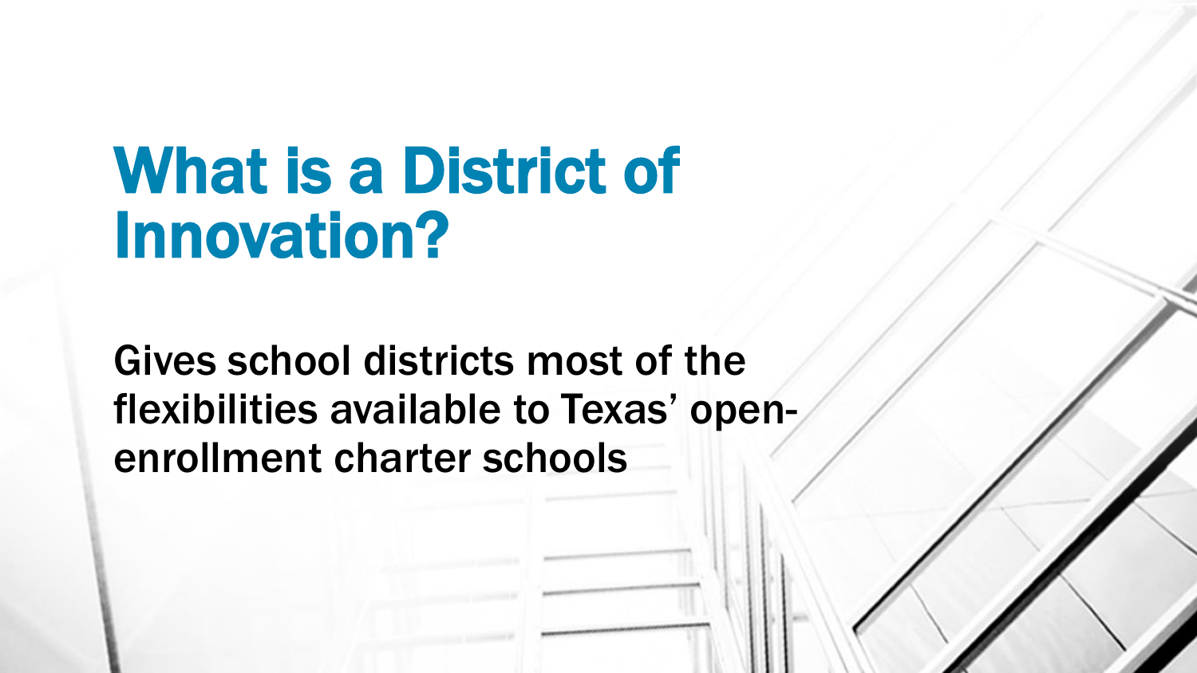# What is a District of Innovation?

Gives school districts most of the flexibilities available to Texas' open-enrollment charter schools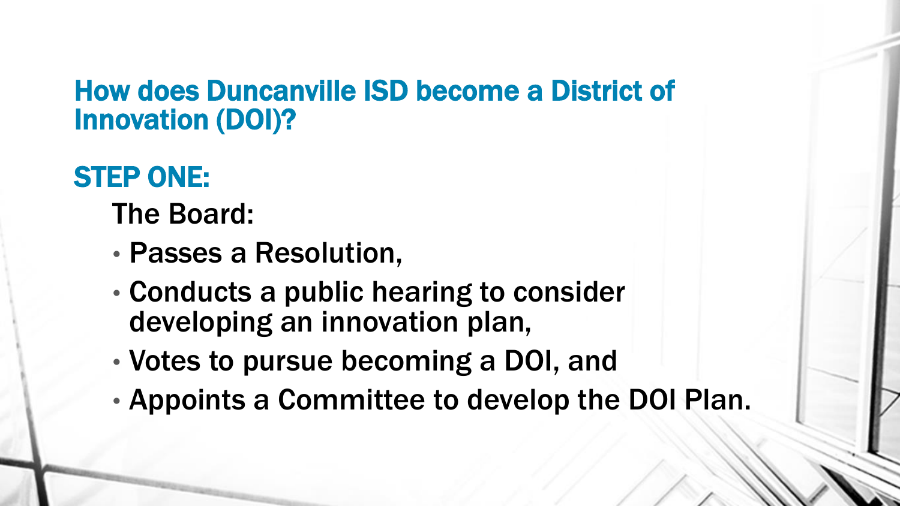## How does Duncanville ISD become a District of Innovation (DOI)?

## STEP ONE:

The Board:

- Passes a Resolution,
- Conducts a public hearing to consider developing an innovation plan,
- Votes to pursue becoming a DOI, and
- Appoints a Committee to develop the DOI Plan.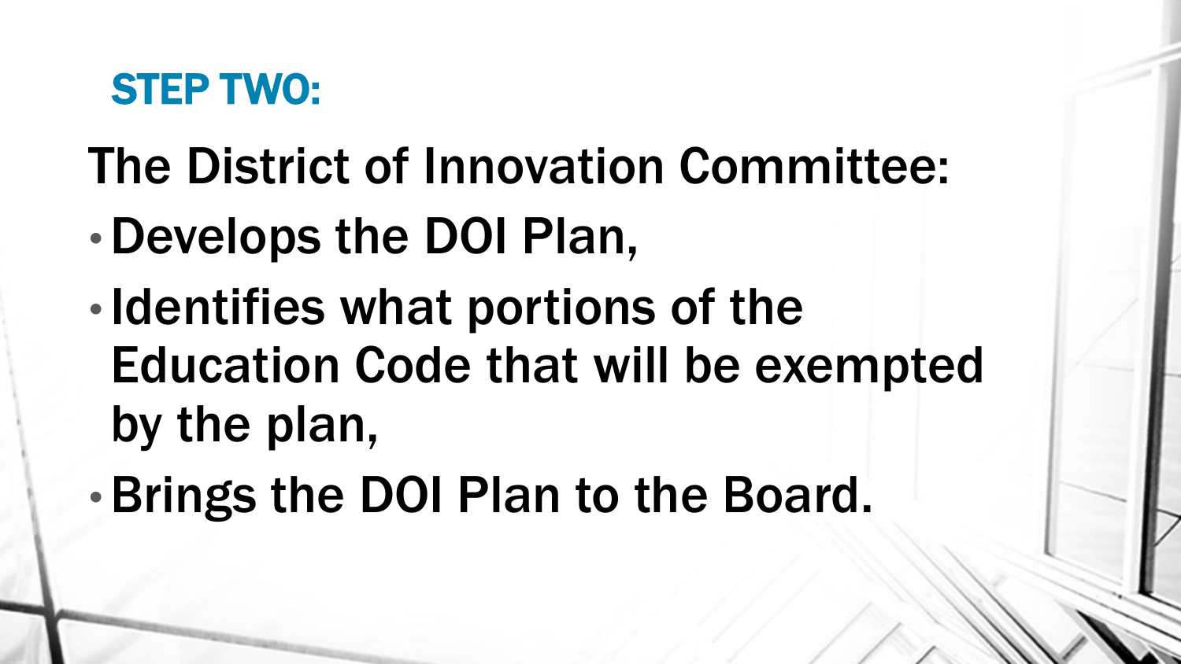## STEP TWO:

The District of Innovation Committee:

- Develops the DOI Plan,
- Identifies what portions of the Education Code that will be exempted by the plan,
- Brings the DOI Plan to the Board.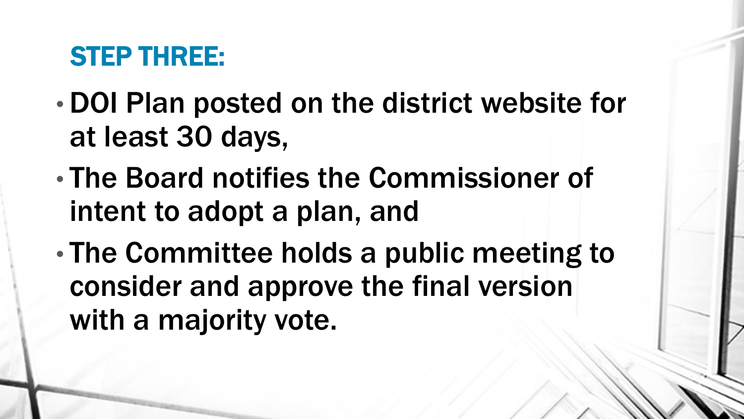## STEP THREE:

- DOI Plan posted on the district website for at least 30 days,
- The Board notifies the Commissioner of intent to adopt a plan, and
- The Committee holds a public meeting to consider and approve the final version with a majority vote.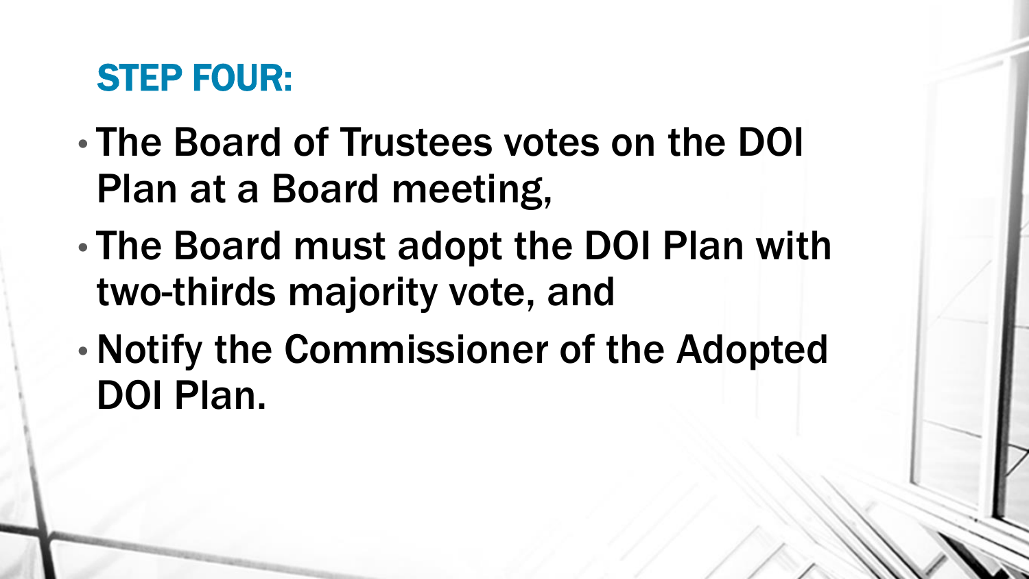## STEP FOUR:

- The Board of Trustees votes on the DOI Plan at a Board meeting,
- The Board must adopt the DOI Plan with two-thirds majority vote, and
- Notify the Commissioner of the Adopted DOI Plan.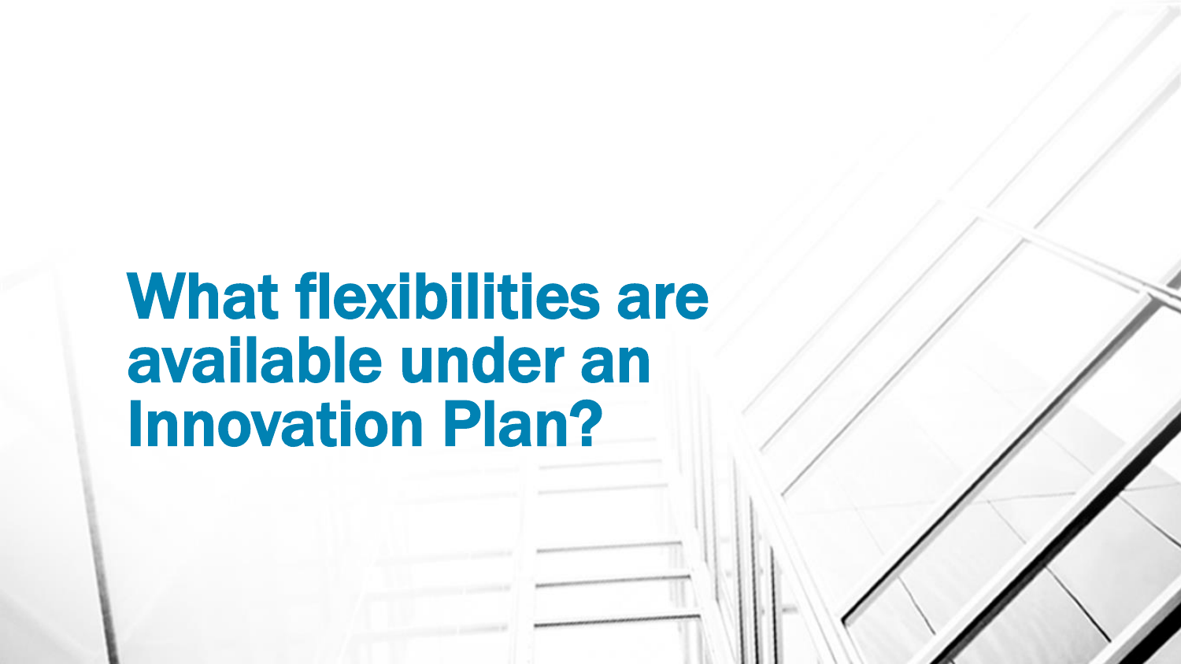# What flexibilities are available under an Innovation Plan?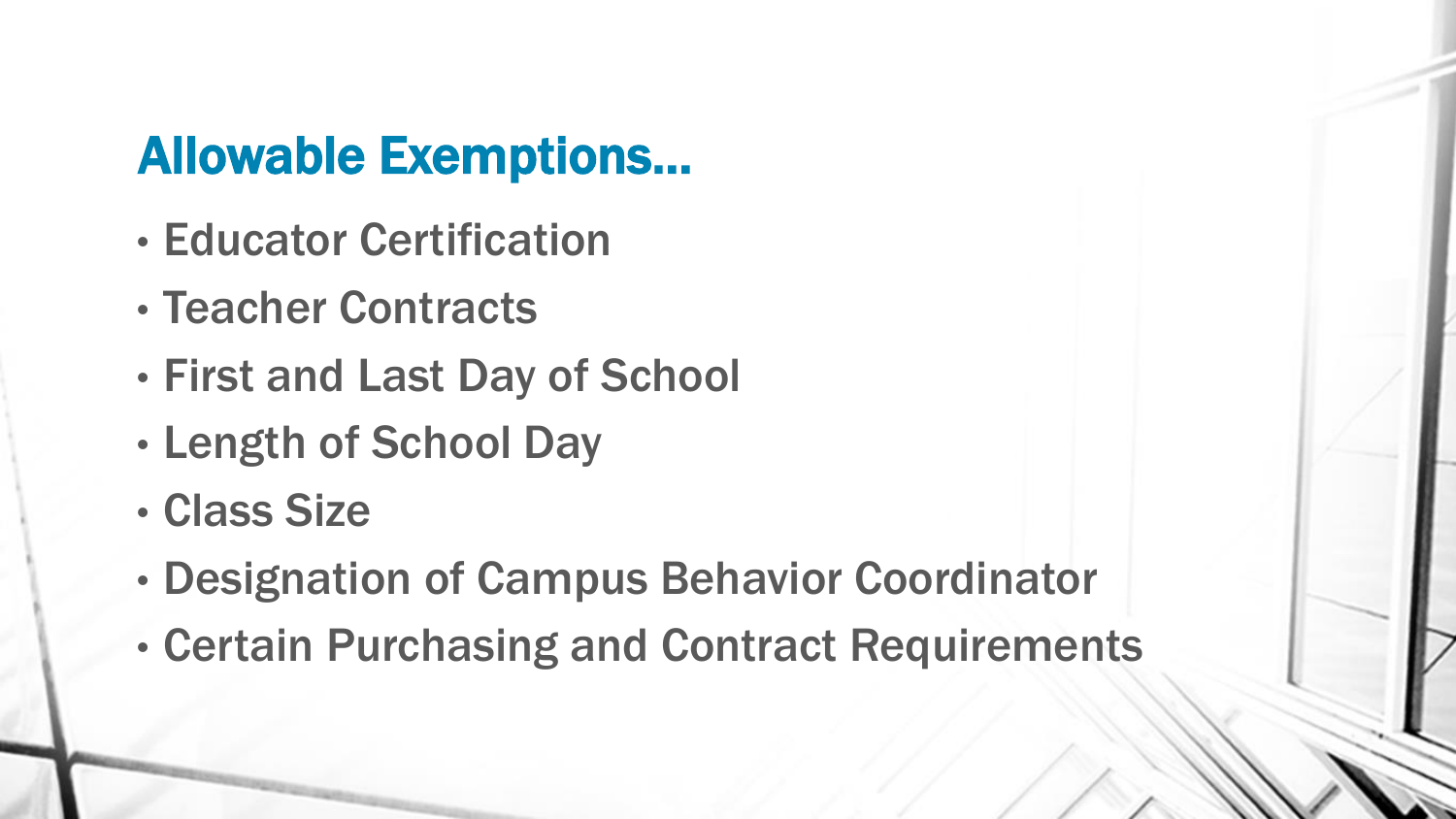## Allowable Exemptions…

- Educator Certification
- Teacher Contracts
- First and Last Day of School
- Length of School Day
- Class Size
- Designation of Campus Behavior Coordinator
- Certain Purchasing and Contract Requirements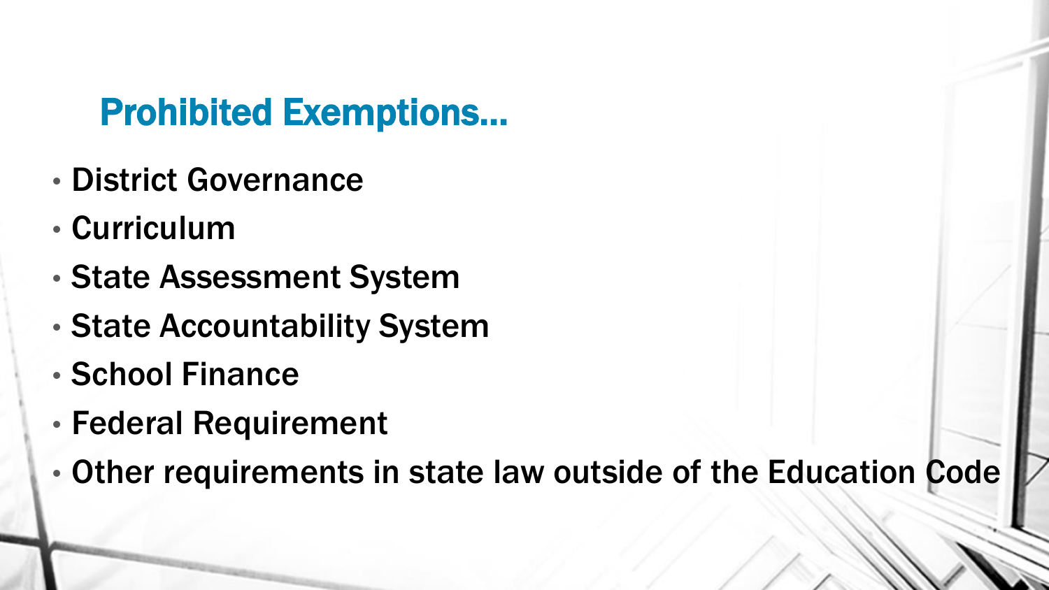## Prohibited Exemptions…

- District Governance
- Curriculum
- State Assessment System
- State Accountability System
- School Finance
- Federal Requirement
- Other requirements in state law outside of the Education Code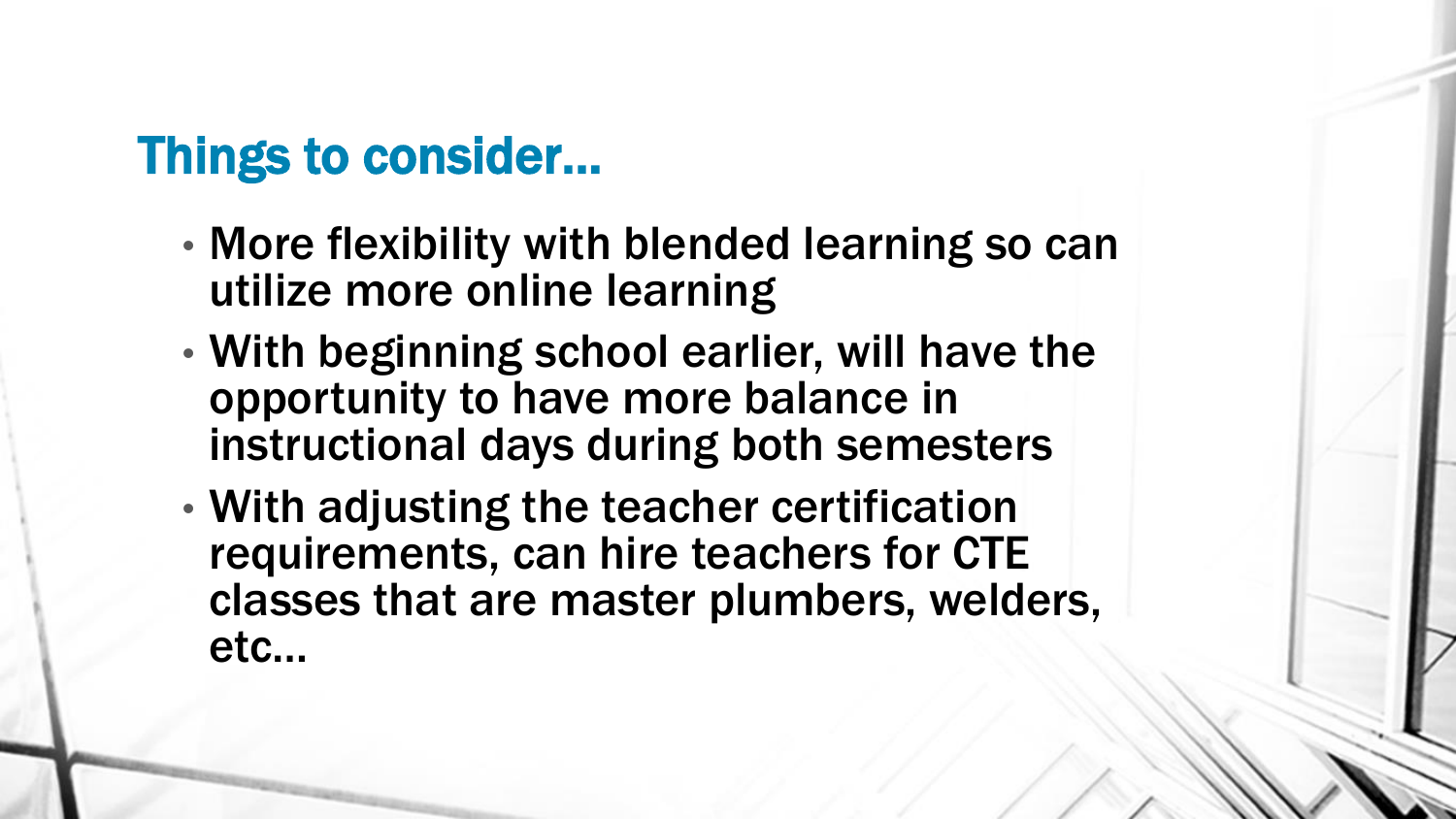## Things to consider…

- More flexibility with blended learning so can utilize more online learning
- With beginning school earlier, will have the opportunity to have more balance in instructional days during both semesters
- With adjusting the teacher certification requirements, can hire teachers for CTE classes that are master plumbers, welders, etc…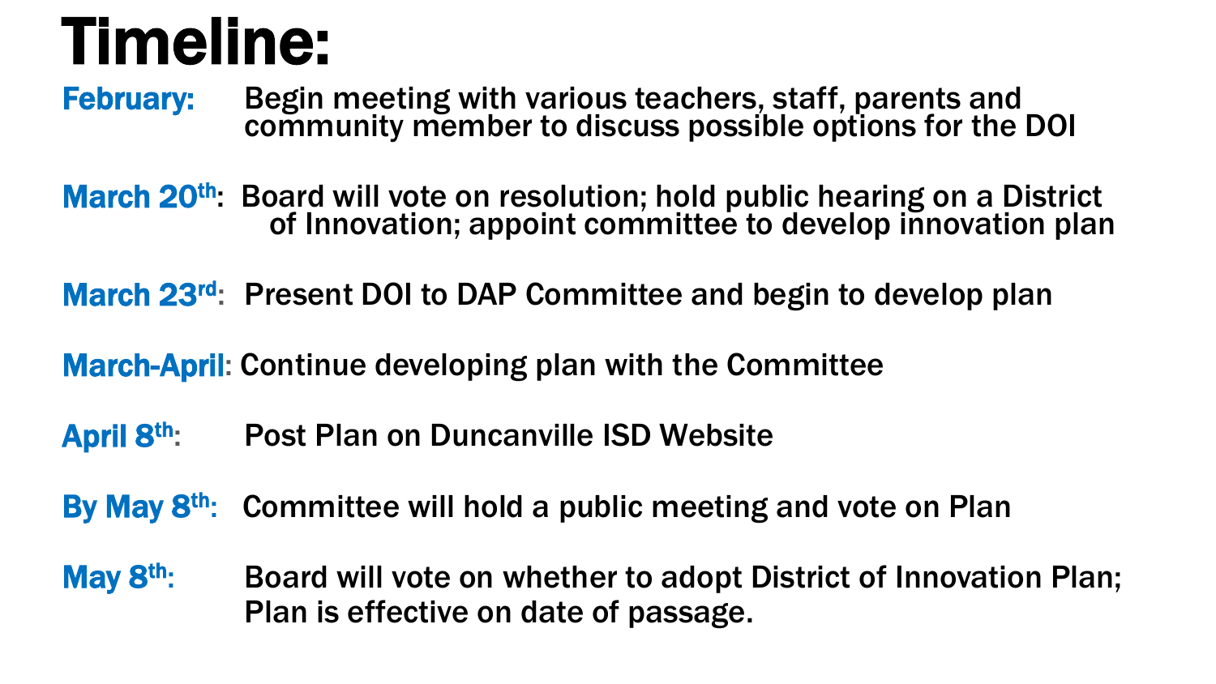# Timeline:

**February:** Begin meeting with various teachers, staff, parents and community member to discuss possible options for the DOI

**March 20th:** Board will vote on resolution; hold public hearing on a District of Innovation; appoint committee to develop innovation plan

**March 23rd:** Present DOI to DAP Committee and begin to develop plan

**March-April:** Continue developing plan with the Committee

**April 8th:** Post Plan on Duncanville ISD Website

**By May 8th:** Committee will hold a public meeting and vote on Plan

**May 8th:** Board will vote on whether to adopt District of Innovation Plan; Plan is effective on date of passage.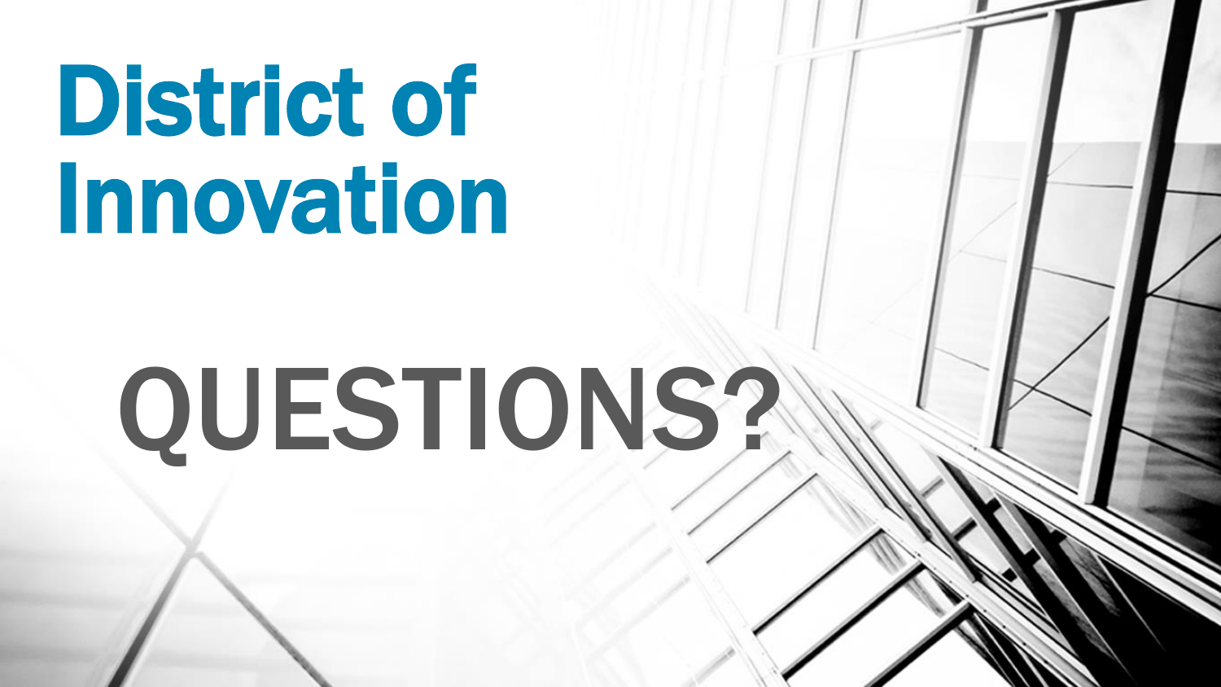# District of Innovation

# QUESTIONS?